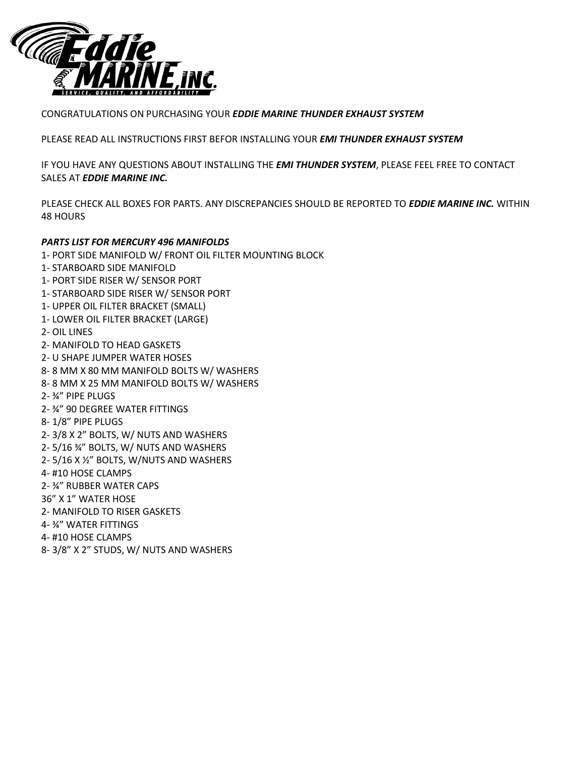CONGRATULATIONS ON PURCHASING YOUR ***EDDIE MARINE THUNDER EXHAUST SYSTEM***

PLEASE READ ALL INSTRUCTIONS FIRST BEFOR INSTALLING YOUR ***EMI THUNDER EXHAUST SYSTEM***

IF YOU HAVE ANY QUESTIONS ABOUT INSTALLING THE ***EMI THUNDER SYSTEM***, PLEASE FEEL FREE TO CONTACT SALES AT ***EDDIE MARINE INC.***

PLEASE CHECK ALL BOXES FOR PARTS. ANY DISCREPANCIES SHOULD BE REPORTED TO ***EDDIE MARINE INC.*** WITHIN 48 HOURS

***PARTS LIST FOR MERCURY 496 MANIFOLDS***

1- PORT SIDE MANIFOLD W/ FRONT OIL FILTER MOUNTING BLOCK
1- STARBOARD SIDE MANIFOLD
1- PORT SIDE RISER W/ SENSOR PORT
1- STARBOARD SIDE RISER W/ SENSOR PORT
1- UPPER OIL FILTER BRACKET (SMALL)
1- LOWER OIL FILTER BRACKET (LARGE)
2- OIL LINES
2- MANIFOLD TO HEAD GASKETS
2- U SHAPE JUMPER WATER HOSES
8- 8 MM X 80 MM MANIFOLD BOLTS W/ WASHERS
8- 8 MM X 25 MM MANIFOLD BOLTS W/ WASHERS
2- ¾" PIPE PLUGS
2- ¾" 90 DEGREE WATER FITTINGS
8- 1/8" PIPE PLUGS
2- 3/8 X 2" BOLTS, W/ NUTS AND WASHERS
2- 5/16 ¾" BOLTS, W/ NUTS AND WASHERS
2- 5/16 X ½" BOLTS, W/NUTS AND WASHERS
4- #10 HOSE CLAMPS
2- ¾" RUBBER WATER CAPS
36" X 1" WATER HOSE
2- MANIFOLD TO RISER GASKETS
4- ¾" WATER FITTINGS
4- #10 HOSE CLAMPS
8- 3/8" X 2" STUDS, W/ NUTS AND WASHERS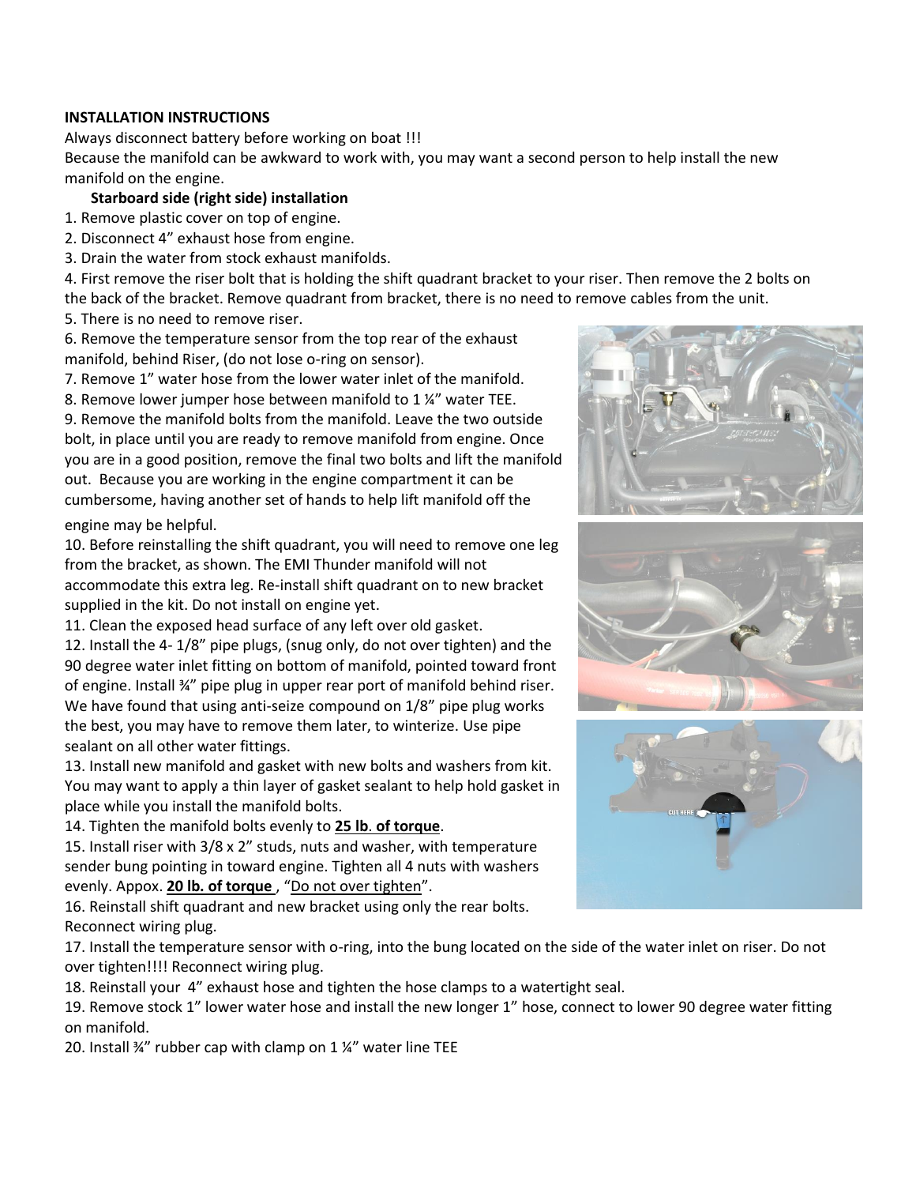**INSTALLATION INSTRUCTIONS**

Always disconnect battery before working on boat !!!

Because the manifold can be awkward to work with, you may want a second person to help install the new manifold on the engine.

**Starboard side (right side) installation**

1. Remove plastic cover on top of engine.
2. Disconnect 4" exhaust hose from engine.
3. Drain the water from stock exhaust manifolds.
4. First remove the riser bolt that is holding the shift quadrant bracket to your riser. Then remove the 2 bolts on the back of the bracket. Remove quadrant from bracket, there is no need to remove cables from the unit.
5. There is no need to remove riser.
6. Remove the temperature sensor from the top rear of the exhaust manifold, behind Riser, (do not lose o-ring on sensor).
7. Remove 1" water hose from the lower water inlet of the manifold.
8. Remove lower jumper hose between manifold to 1 ¼" water TEE.
9. Remove the manifold bolts from the manifold. Leave the two outside bolt, in place until you are ready to remove manifold from engine. Once you are in a good position, remove the final two bolts and lift the manifold out. Because you are working in the engine compartment it can be cumbersome, having another set of hands to help lift manifold off the engine may be helpful.
10. Before reinstalling the shift quadrant, you will need to remove one leg from the bracket, as shown. The EMI Thunder manifold will not accommodate this extra leg. Re-install shift quadrant on to new bracket supplied in the kit. Do not install on engine yet.
11. Clean the exposed head surface of any left over old gasket.
12. Install the 4- 1/8" pipe plugs, (snug only, do not over tighten) and the 90 degree water inlet fitting on bottom of manifold, pointed toward front of engine. Install ¾" pipe plug in upper rear port of manifold behind riser. We have found that using anti-seize compound on 1/8" pipe plug works the best, you may have to remove them later, to winterize. Use pipe sealant on all other water fittings.
13. Install new manifold and gasket with new bolts and washers from kit. You may want to apply a thin layer of gasket sealant to help hold gasket in place while you install the manifold bolts.
14. Tighten the manifold bolts evenly to **25 lb. of torque**.
15. Install riser with 3/8 x 2" studs, nuts and washer, with temperature sender bung pointing in toward engine. Tighten all 4 nuts with washers evenly. Appox. **20 lb. of torque** , "Do not over tighten".
16. Reinstall shift quadrant and new bracket using only the rear bolts. Reconnect wiring plug.
17. Install the temperature sensor with o-ring, into the bung located on the side of the water inlet on riser. Do not over tighten!!!! Reconnect wiring plug.
18. Reinstall your 4" exhaust hose and tighten the hose clamps to a watertight seal.
19. Remove stock 1" lower water hose and install the new longer 1" hose, connect to lower 90 degree water fitting on manifold.
20. Install ¾" rubber cap with clamp on 1 ¼" water line TEE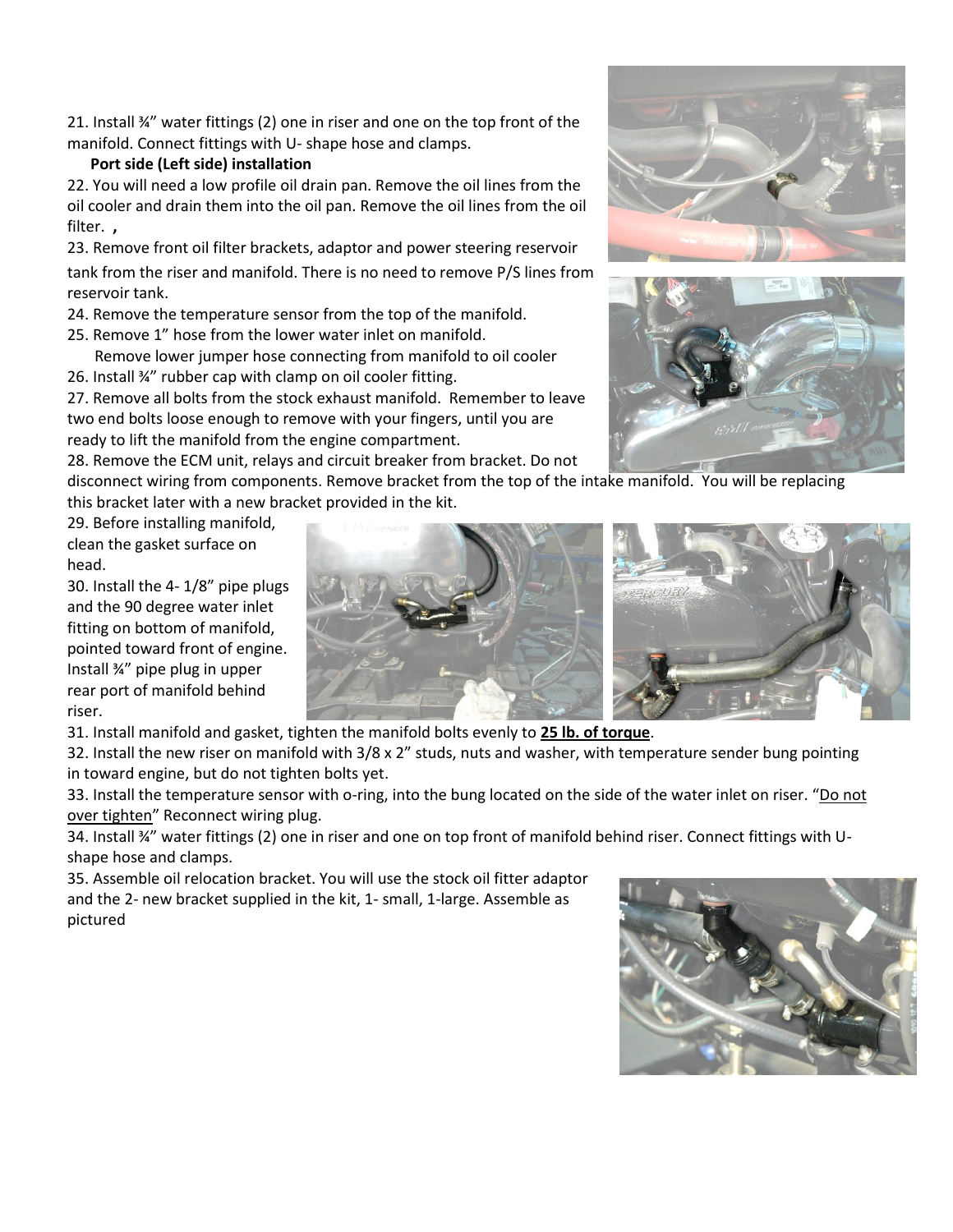21. Install ¾” water fittings (2) one in riser and one on the top front of the manifold. Connect fittings with U- shape hose and clamps.

**Port side (Left side) installation**

22. You will need a low profile oil drain pan. Remove the oil lines from the oil cooler and drain them into the oil pan. Remove the oil lines from the oil filter. **,**

23. Remove front oil filter brackets, adaptor and power steering reservoir tank from the riser and manifold. There is no need to remove P/S lines from reservoir tank.

24. Remove the temperature sensor from the top of the manifold.

25. Remove 1” hose from the lower water inlet on manifold.
Remove lower jumper hose connecting from manifold to oil cooler

26. Install ¾” rubber cap with clamp on oil cooler fitting.

27. Remove all bolts from the stock exhaust manifold. Remember to leave two end bolts loose enough to remove with your fingers, until you are ready to lift the manifold from the engine compartment.

28. Remove the ECM unit, relays and circuit breaker from bracket. Do not disconnect wiring from components. Remove bracket from the top of the intake manifold. You will be replacing this bracket later with a new bracket provided in the kit.

29. Before installing manifold, clean the gasket surface on head.

30. Install the 4- 1/8” pipe plugs and the 90 degree water inlet fitting on bottom of manifold, pointed toward front of engine. Install ¾” pipe plug in upper rear port of manifold behind riser.

31. Install manifold and gasket, tighten the manifold bolts evenly to **<u>25 lb. of torque</u>**.

32. Install the new riser on manifold with 3/8 x 2” studs, nuts and washer, with temperature sender bung pointing in toward engine, but do not tighten bolts yet.

33. Install the temperature sensor with o-ring, into the bung located on the side of the water inlet on riser. “<u>Do not over tighten</u>” Reconnect wiring plug.

34. Install ¾” water fittings (2) one in riser and one on top front of manifold behind riser. Connect fittings with U-shape hose and clamps.

35. Assemble oil relocation bracket. You will use the stock oil fitter adaptor and the 2- new bracket supplied in the kit, 1- small, 1-large. Assemble as pictured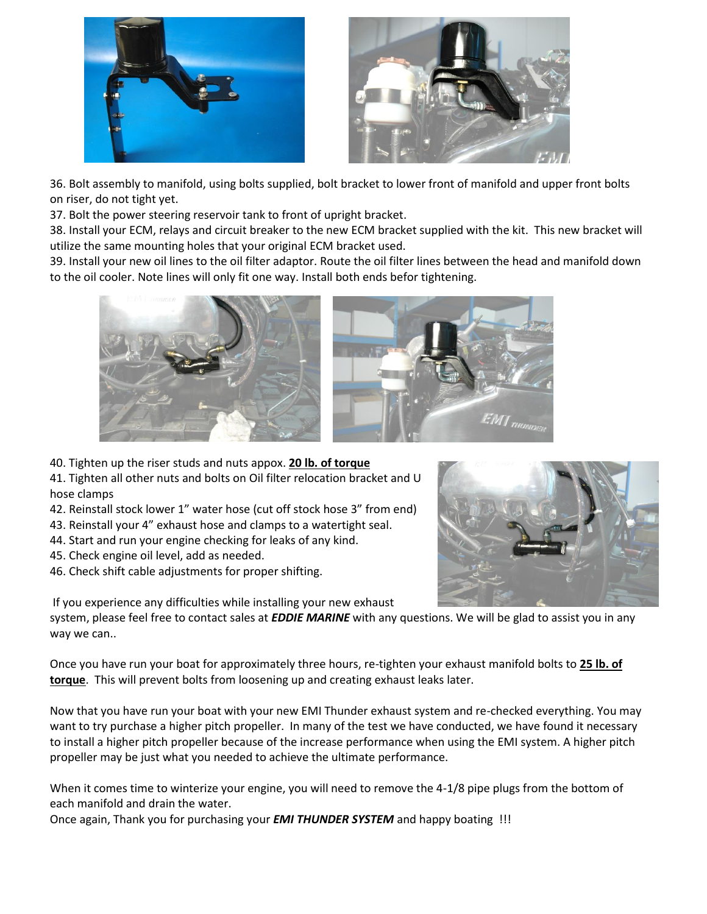36. Bolt assembly to manifold, using bolts supplied, bolt bracket to lower front of manifold and upper front bolts on riser, do not tight yet.
37. Bolt the power steering reservoir tank to front of upright bracket.
38. Install your ECM, relays and circuit breaker to the new ECM bracket supplied with the kit. This new bracket will utilize the same mounting holes that your original ECM bracket used.
39. Install your new oil lines to the oil filter adaptor. Route the oil filter lines between the head and manifold down to the oil cooler. Note lines will only fit one way. Install both ends befor tightening.

40. Tighten up the riser studs and nuts appox. **20 lb. of torque**
41. Tighten all other nuts and bolts on Oil filter relocation bracket and U hose clamps
42. Reinstall stock lower 1" water hose (cut off stock hose 3" from end)
43. Reinstall your 4" exhaust hose and clamps to a watertight seal.
44. Start and run your engine checking for leaks of any kind.
45. Check engine oil level, add as needed.
46. Check shift cable adjustments for proper shifting.

If you experience any difficulties while installing your new exhaust system, please feel free to contact sales at ***EDDIE MARINE*** with any questions. We will be glad to assist you in any way we can..

Once you have run your boat for approximately three hours, re-tighten your exhaust manifold bolts to **25 lb. of torque**. This will prevent bolts from loosening up and creating exhaust leaks later.

Now that you have run your boat with your new EMI Thunder exhaust system and re-checked everything. You may want to try purchase a higher pitch propeller. In many of the test we have conducted, we have found it necessary to install a higher pitch propeller because of the increase performance when using the EMI system. A higher pitch propeller may be just what you needed to achieve the ultimate performance.

When it comes time to winterize your engine, you will need to remove the 4-1/8 pipe plugs from the bottom of each manifold and drain the water.
Once again, Thank you for purchasing your ***EMI THUNDER SYSTEM*** and happy boating !!!